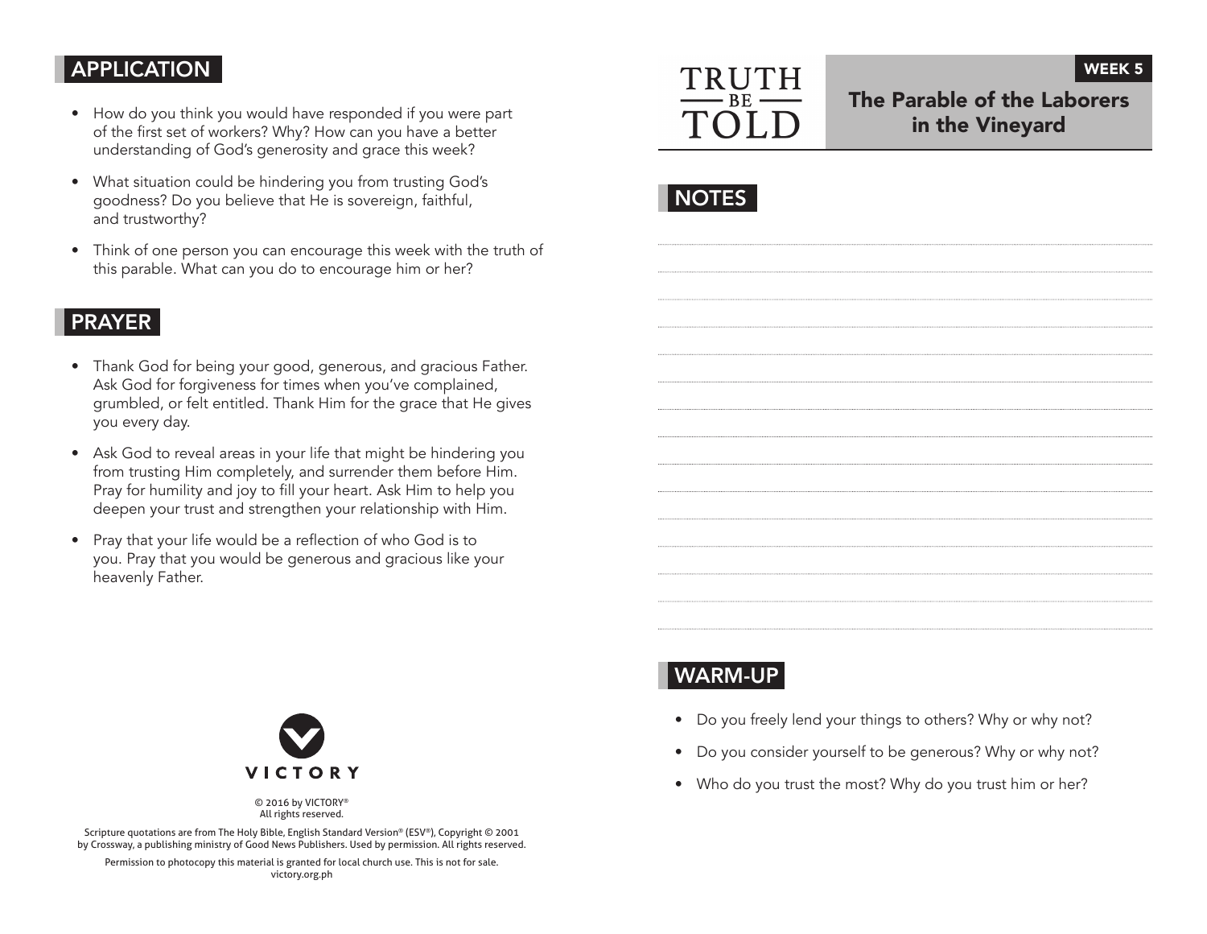## APPLICATION

- How do you think you would have responded if you were part of the first set of workers? Why? How can you have a better understanding of God's generosity and grace this week?
- What situation could be hindering you from trusting God's goodness? Do you believe that He is sovereign, faithful, and trustworthy?
- Think of one person you can encourage this week with the truth of this parable. What can you do to encourage him or her?

## PRAYER

- Thank God for being your good, generous, and gracious Father. Ask God for forgiveness for times when you've complained, grumbled, or felt entitled. Thank Him for the grace that He gives you every day.
- Ask God to reveal areas in your life that might be hindering you from trusting Him completely, and surrender them before Him. Pray for humility and joy to fill your heart. Ask Him to help you deepen your trust and strengthen your relationship with Him.
- Pray that your life would be a reflection of who God is to you. Pray that you would be generous and gracious like your heavenly Father.

VICTORY

© 2016 by VICTORY®
All rights reserved.

Scripture quotations are from The Holy Bible, English Standard Version® (ESV®), Copyright © 2001 by Crossway, a publishing ministry of Good News Publishers. Used by permission. All rights reserved.

Permission to photocopy this material is granted for local church use. This is not for sale.
victory.org.ph

TRUTH BE TOLD

WEEK 5

# The Parable of the Laborers in the Vineyard

## NOTES

## WARM-UP

- Do you freely lend your things to others? Why or why not?
- Do you consider yourself to be generous? Why or why not?
- Who do you trust the most? Why do you trust him or her?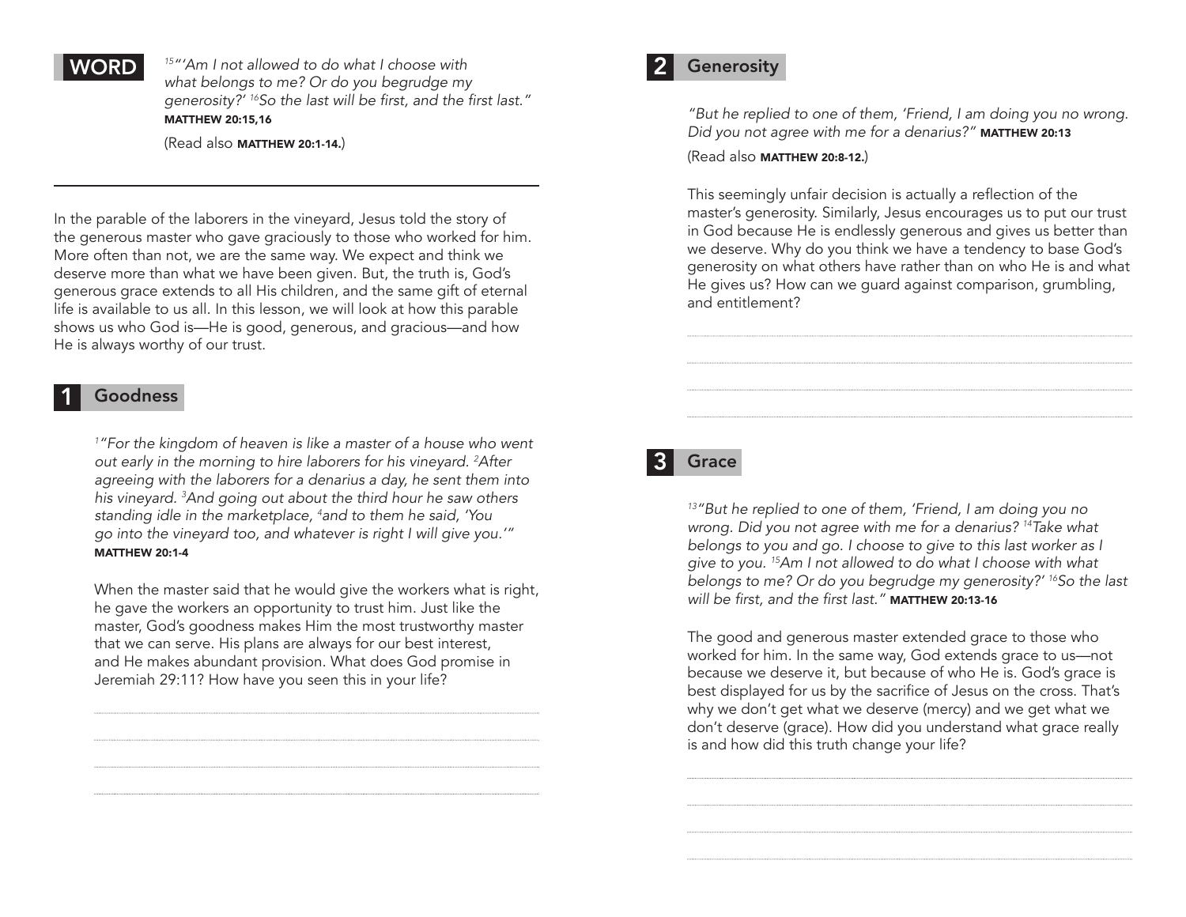## WORD

*[15]"'Am I not allowed to do what I choose with what belongs to me? Or do you begrudge my generosity?' [16]So the last will be first, and the first last."* **MATTHEW 20:15,16**

(Read also **MATTHEW 20:1-14.**)

---

In the parable of the laborers in the vineyard, Jesus told the story of the generous master who gave graciously to those who worked for him. More often than not, we are the same way. We expect and think we deserve more than what we have been given. But, the truth is, God's generous grace extends to all His children, and the same gift of eternal life is available to us all. In this lesson, we will look at how this parable shows us who God is—He is good, generous, and gracious—and how He is always worthy of our trust.

## 1 Goodness

*[1]"For the kingdom of heaven is like a master of a house who went out early in the morning to hire laborers for his vineyard. [2]After agreeing with the laborers for a denarius a day, he sent them into his vineyard. [3]And going out about the third hour he saw others standing idle in the marketplace, [4]and to them he said, 'You go into the vineyard too, and whatever is right I will give you.'"* **MATTHEW 20:1-4**

When the master said that he would give the workers what is right, he gave the workers an opportunity to trust him. Just like the master, God's goodness makes Him the most trustworthy master that we can serve. His plans are always for our best interest, and He makes abundant provision. What does God promise in Jeremiah 29:11? How have you seen this in your life?

## 2 Generosity

*"But he replied to one of them, 'Friend, I am doing you no wrong. Did you not agree with me for a denarius?"* **MATTHEW 20:13**

(Read also **MATTHEW 20:8-12.**)

This seemingly unfair decision is actually a reflection of the master's generosity. Similarly, Jesus encourages us to put our trust in God because He is endlessly generous and gives us better than we deserve. Why do you think we have a tendency to base God's generosity on what others have rather than on who He is and what He gives us? How can we guard against comparison, grumbling, and entitlement?

## 3 Grace

*[13]"But he replied to one of them, 'Friend, I am doing you no wrong. Did you not agree with me for a denarius? [14]Take what belongs to you and go. I choose to give to this last worker as I give to you. [15]Am I not allowed to do what I choose with what belongs to me? Or do you begrudge my generosity?' [16]So the last will be first, and the first last."* **MATTHEW 20:13-16**

The good and generous master extended grace to those who worked for him. In the same way, God extends grace to us—not because we deserve it, but because of who He is. God's grace is best displayed for us by the sacrifice of Jesus on the cross. That's why we don't get what we deserve (mercy) and we get what we don't deserve (grace). How did you understand what grace really is and how did this truth change your life?